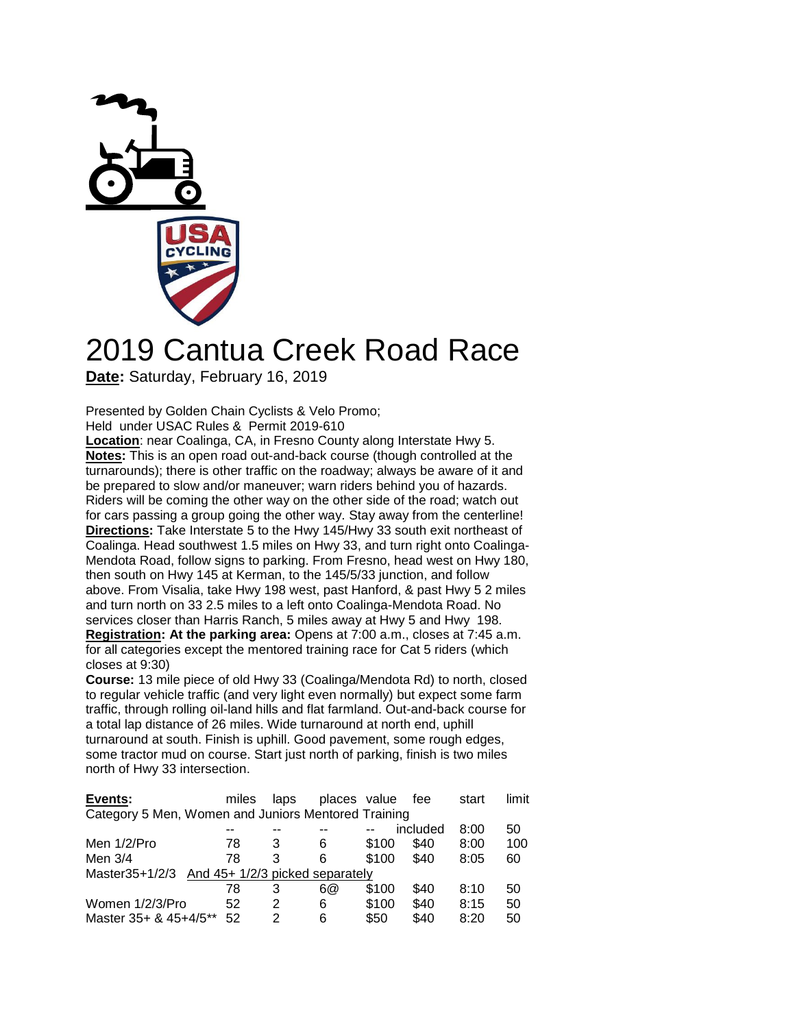# 2019 Cantua Creek Road Race

**Date:** Saturday, February 16, 2019

Presented by Golden Chain Cyclists & Velo Promo;
Held under USAC Rules & Permit 2019-610

**Location**: near Coalinga, CA, in Fresno County along Interstate Hwy 5.

**Notes:** This is an open road out-and-back course (though controlled at the turnarounds); there is other traffic on the roadway; always be aware of it and be prepared to slow and/or maneuver; warn riders behind you of hazards. Riders will be coming the other way on the other side of the road; watch out for cars passing a group going the other way. Stay away from the centerline!

**Directions:** Take Interstate 5 to the Hwy 145/Hwy 33 south exit northeast of Coalinga. Head southwest 1.5 miles on Hwy 33, and turn right onto Coalinga-Mendota Road, follow signs to parking. From Fresno, head west on Hwy 180, then south on Hwy 145 at Kerman, to the 145/5/33 junction, and follow above. From Visalia, take Hwy 198 west, past Hanford, & past Hwy 5 2 miles and turn north on 33 2.5 miles to a left onto Coalinga-Mendota Road. No services closer than Harris Ranch, 5 miles away at Hwy 5 and Hwy 198.

**Registration: At the parking area:** Opens at 7:00 a.m., closes at 7:45 a.m. for all categories except the mentored training race for Cat 5 riders (which closes at 9:30)

**Course:** 13 mile piece of old Hwy 33 (Coalinga/Mendota Rd) to north, closed to regular vehicle traffic (and very light even normally) but expect some farm traffic, through rolling oil-land hills and flat farmland. Out-and-back course for a total lap distance of 26 miles. Wide turnaround at north end, uphill turnaround at south. Finish is uphill. Good pavement, some rough edges, some tractor mud on course. Start just north of parking, finish is two miles north of Hwy 33 intersection.

| **Events:** | miles | laps | places | value | fee | start | limit |
|---|---|---|---|---|---|---|---|
| Category 5 Men, Women and Juniors Mentored Training | -- | -- | -- | -- | included | 8:00 | 50 |
| Men 1/2/Pro | 78 | 3 | 6 | $100 | $40 | 8:00 | 100 |
| Men 3/4 | 78 | 3 | 6 | $100 | $40 | 8:05 | 60 |
| Master35+1/2/3 And 45+ 1/2/3 picked separately | 78 | 3 | 6@ | $100 | $40 | 8:10 | 50 |
| Women 1/2/3/Pro | 52 | 2 | 6 | $100 | $40 | 8:15 | 50 |
| Master 35+ & 45+4/5** | 52 | 2 | 6 | $50 | $40 | 8:20 | 50 |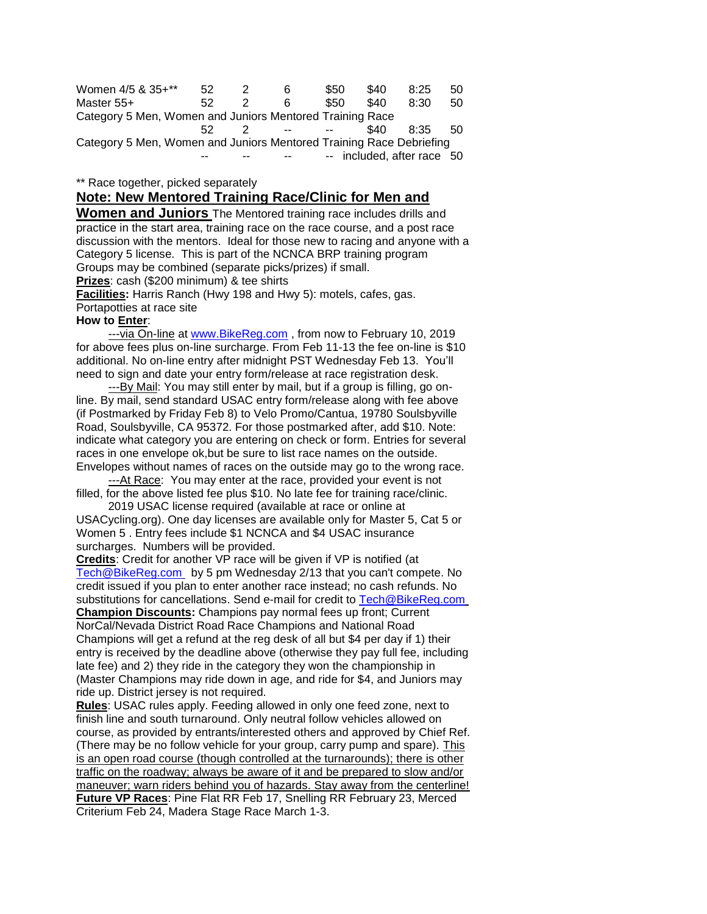| | | | | | | | |
|---|---|---|---|---|---|---|---|
| Women 4/5 & 35+** | 52 | 2 | 6 | $50 | $40 | 8:25 | 50 |
| Master 55+ | 52 | 2 | 6 | $50 | $40 | 8:30 | 50 |
| Category 5 Men, Women and Juniors Mentored Training Race | | | | | | | |
| | 52 | 2 | -- | -- | $40 | 8:35 | 50 |
| Category 5 Men, Women and Juniors Mentored Training Race Debriefing | | | | | | | |
| | -- | -- | -- | -- | included, after race | | 50 |

** Race together, picked separately

**Note: New Mentored Training Race/Clinic for Men and Women and Juniors** The Mentored training race includes drills and practice in the start area, training race on the race course, and a post race discussion with the mentors. Ideal for those new to racing and anyone with a Category 5 license. This is part of the NCNCA BRP training program Groups may be combined (separate picks/prizes) if small.

**Prizes**: cash ($200 minimum) & tee shirts

**Facilities:** Harris Ranch (Hwy 198 and Hwy 5): motels, cafes, gas. Portapotties at race site

**How to Enter**:

---via On-line at www.BikeReg.com , from now to February 10, 2019 for above fees plus on-line surcharge. From Feb 11-13 the fee on-line is $10 additional. No on-line entry after midnight PST Wednesday Feb 13. You'll need to sign and date your entry form/release at race registration desk.

---By Mail: You may still enter by mail, but if a group is filling, go on-line. By mail, send standard USAC entry form/release along with fee above (if Postmarked by Friday Feb 8) to Velo Promo/Cantua, 19780 Soulsbyville Road, Soulsbyville, CA 95372. For those postmarked after, add $10. Note: indicate what category you are entering on check or form. Entries for several races in one envelope ok,but be sure to list race names on the outside. Envelopes without names of races on the outside may go to the wrong race.

---At Race: You may enter at the race, provided your event is not filled, for the above listed fee plus $10. No late fee for training race/clinic.

2019 USAC license required (available at race or online at USACycling.org). One day licenses are available only for Master 5, Cat 5 or Women 5 . Entry fees include $1 NCNCA and $4 USAC insurance surcharges. Numbers will be provided.

**Credits**: Credit for another VP race will be given if VP is notified (at Tech@BikeReg.com by 5 pm Wednesday 2/13 that you can't compete. No credit issued if you plan to enter another race instead; no cash refunds. No substitutions for cancellations. Send e-mail for credit to Tech@BikeReg.com

**Champion Discounts:** Champions pay normal fees up front; Current NorCal/Nevada District Road Race Champions and National Road Champions will get a refund at the reg desk of all but $4 per day if 1) their entry is received by the deadline above (otherwise they pay full fee, including late fee) and 2) they ride in the category they won the championship in (Master Champions may ride down in age, and ride for $4, and Juniors may ride up. District jersey is not required.

**Rules**: USAC rules apply. Feeding allowed in only one feed zone, next to finish line and south turnaround. Only neutral follow vehicles allowed on course, as provided by entrants/interested others and approved by Chief Ref. (There may be no follow vehicle for your group, carry pump and spare). This is an open road course (though controlled at the turnarounds); there is other traffic on the roadway; always be aware of it and be prepared to slow and/or maneuver; warn riders behind you of hazards. Stay away from the centerline!

**Future VP Races**: Pine Flat RR Feb 17, Snelling RR February 23, Merced Criterium Feb 24, Madera Stage Race March 1-3.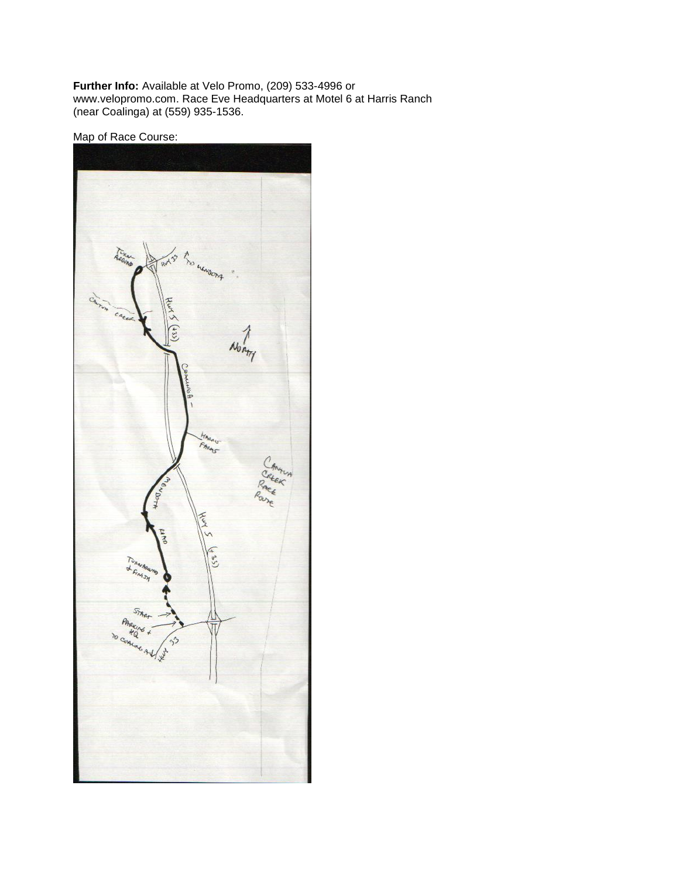**Further Info:** Available at Velo Promo, (209) 533-4996 or www.velopromo.com. Race Eve Headquarters at Motel 6 at Harris Ranch (near Coalinga) at (559) 935-1536.

Map of Race Course: